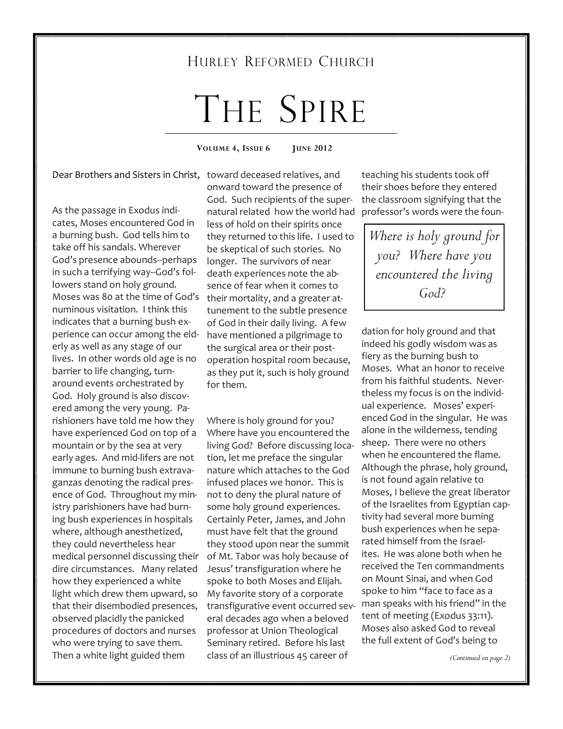# Hurley Reformed Church

# The Spire

**Volume 4, Issue 6 June 2012**

Dear Brothers and Sisters in Christ,

As the passage in Exodus indicates, Moses encountered God in a burning bush. God tells him to take off his sandals. Wherever God's presence abounds--perhaps in such a terrifying way--God's followers stand on holy ground. Moses was 80 at the time of God's numinous visitation. I think this indicates that a burning bush experience can occur among the elderly as well as any stage of our lives. In other words old age is no barrier to life changing, turn-around events orchestrated by God. Holy ground is also discovered among the very young. Parishioners have told me how they have experienced God on top of a mountain or by the sea at very early ages. And mid-lifers are not immune to burning bush extravaganzas denoting the radical presence of God. Throughout my ministry parishioners have had burning bush experiences in hospitals where, although anesthetized, they could nevertheless hear medical personnel discussing their dire circumstances. Many related how they experienced a white light which drew them upward, so that their disembodied presences, observed placidly the panicked procedures of doctors and nurses who were trying to save them. Then a white light guided them toward deceased relatives, and onward toward the presence of God. Such recipients of the supernatural related how the world had less of hold on their spirits once they returned to this life. I used to be skeptical of such stories. No longer. The survivors of near death experiences note the absence of fear when it comes to their mortality, and a greater attunement to the subtle presence of God in their daily living. A few have mentioned a pilgrimage to the surgical area or their post-operation hospital room because, as they put it, such is holy ground for them.

Where is holy ground for you? Where have you encountered the living God? Before discussing location, let me preface the singular nature which attaches to the God infused places we honor. This is not to deny the plural nature of some holy ground experiences. Certainly Peter, James, and John must have felt that the ground they stood upon near the summit of Mt. Tabor was holy because of Jesus' transfiguration where he spoke to both Moses and Elijah. My favorite story of a corporate transfigurative event occurred several decades ago when a beloved professor at Union Theological Seminary retired. Before his last class of an illustrious 45 career of teaching his students took off their shoes before they entered the classroom signifying that the professor's words were the foundation for holy ground and that indeed his godly wisdom was as fiery as the burning bush to Moses. What an honor to receive from his faithful students. Nevertheless my focus is on the individual experience. Moses' experienced God in the singular. He was alone in the wilderness, tending sheep. There were no others when he encountered the flame. Although the phrase, holy ground, is not found again relative to Moses, I believe the great liberator of the Israelites from Egyptian captivity had several more burning bush experiences when he separated himself from the Israelites. He was alone both when he received the Ten commandments on Mount Sinai, and when God spoke to him "face to face as a man speaks with his friend" in the tent of meeting (Exodus 33:11). Moses also asked God to reveal the full extent of God's being to

> *Where is holy ground for you? Where have you encountered the living God?*

*(Continued on page 2)*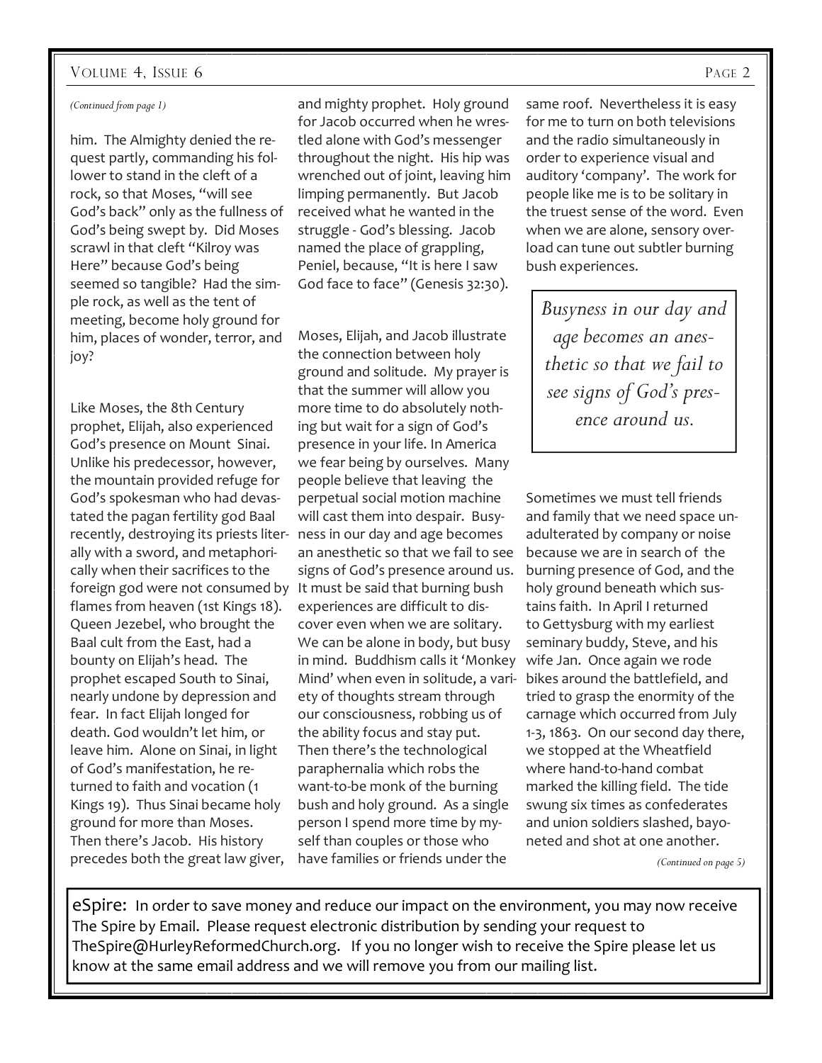*(Continued from page 1)*

him. The Almighty denied the request partly, commanding his follower to stand in the cleft of a rock, so that Moses, "will see God's back" only as the fullness of God's being swept by. Did Moses scrawl in that cleft "Kilroy was Here" because God's being seemed so tangible? Had the simple rock, as well as the tent of meeting, become holy ground for him, places of wonder, terror, and joy?

Like Moses, the 8th Century prophet, Elijah, also experienced God's presence on Mount Sinai. Unlike his predecessor, however, the mountain provided refuge for God's spokesman who had devastated the pagan fertility god Baal recently, destroying its priests literally with a sword, and metaphorically when their sacrifices to the foreign god were not consumed by flames from heaven (1st Kings 18). Queen Jezebel, who brought the Baal cult from the East, had a bounty on Elijah's head. The prophet escaped South to Sinai, nearly undone by depression and fear. In fact Elijah longed for death. God wouldn't let him, or leave him. Alone on Sinai, in light of God's manifestation, he returned to faith and vocation (1 Kings 19). Thus Sinai became holy ground for more than Moses. Then there's Jacob. His history precedes both the great law giver, and mighty prophet. Holy ground for Jacob occurred when he wrestled alone with God's messenger throughout the night. His hip was wrenched out of joint, leaving him limping permanently. But Jacob received what he wanted in the struggle - God's blessing. Jacob named the place of grappling, Peniel, because, "It is here I saw God face to face" (Genesis 32:30).

Moses, Elijah, and Jacob illustrate the connection between holy ground and solitude. My prayer is that the summer will allow you more time to do absolutely nothing but wait for a sign of God's presence in your life. In America we fear being by ourselves. Many people believe that leaving the perpetual social motion machine will cast them into despair. Busyness in our day and age becomes an anesthetic so that we fail to see signs of God's presence around us. It must be said that burning bush experiences are difficult to discover even when we are solitary. We can be alone in body, but busy in mind. Buddhism calls it 'Monkey Mind' when even in solitude, a variety of thoughts stream through our consciousness, robbing us of the ability focus and stay put. Then there's the technological paraphernalia which robs the want-to-be monk of the burning bush and holy ground. As a single person I spend more time by myself than couples or those who have families or friends under the same roof. Nevertheless it is easy for me to turn on both televisions and the radio simultaneously in order to experience visual and auditory 'company'. The work for people like me is to be solitary in the truest sense of the word. Even when we are alone, sensory overload can tune out subtler burning bush experiences.

> *Busyness in our day and age becomes an anesthetic so that we fail to see signs of God's presence around us.*

Sometimes we must tell friends and family that we need space unadulterated by company or noise because we are in search of the burning presence of God, and the holy ground beneath which sustains faith. In April I returned to Gettysburg with my earliest seminary buddy, Steve, and his wife Jan. Once again we rode bikes around the battlefield, and tried to grasp the enormity of the carnage which occurred from July 1-3, 1863. On our second day there, we stopped at the Wheatfield where hand-to-hand combat marked the killing field. The tide swung six times as confederates and union soldiers slashed, bayoneted and shot at one another.

*(Continued on page 5)*

eSpire: In order to save money and reduce our impact on the environment, you may now receive The Spire by Email. Please request electronic distribution by sending your request to TheSpire@HurleyReformedChurch.org. If you no longer wish to receive the Spire please let us know at the same email address and we will remove you from our mailing list.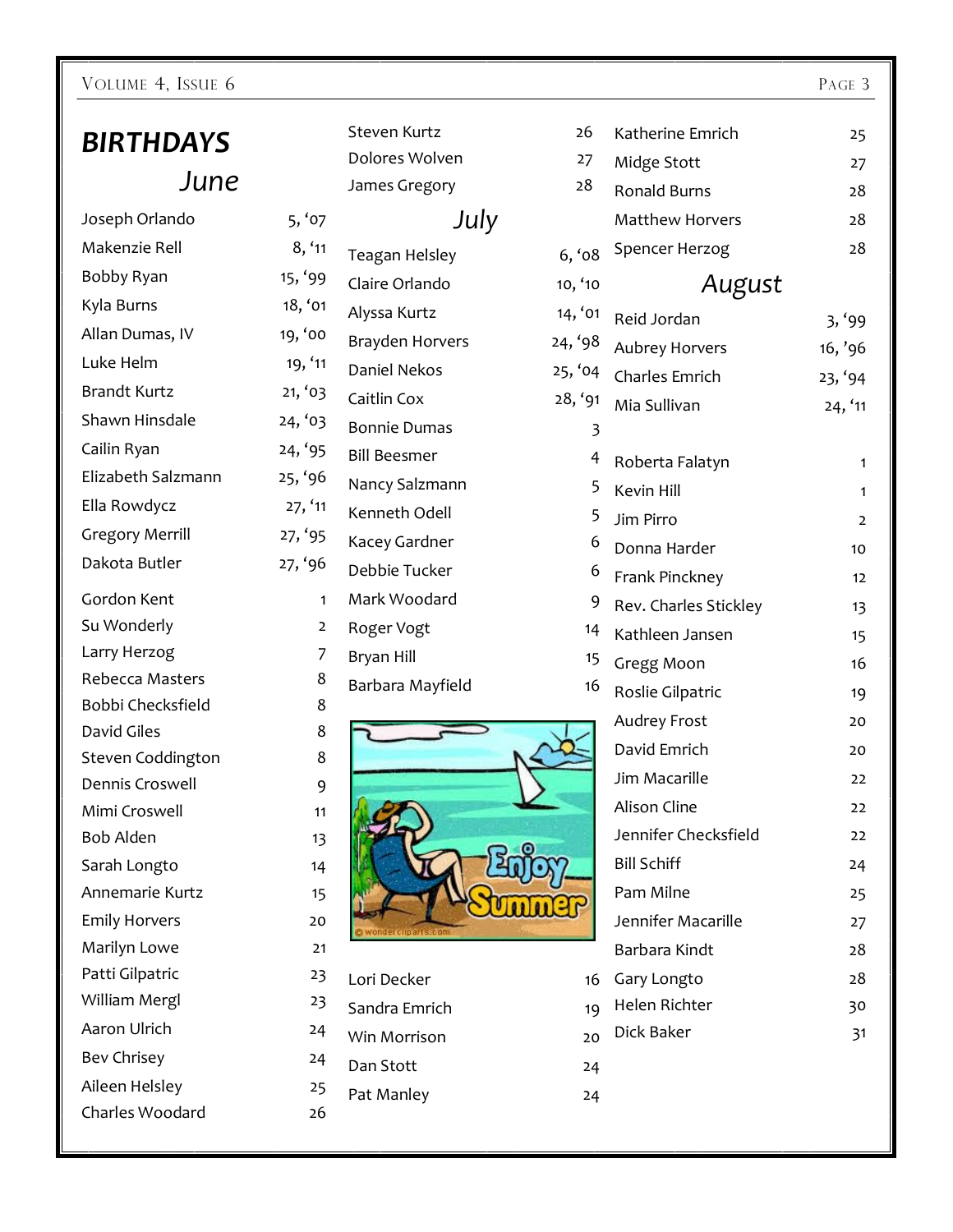# BIRTHDAYS

## June

| Name | Date |
|---|---|
| Joseph Orlando | 5, '07 |
| Makenzie Rell | 8, '11 |
| Bobby Ryan | 15, '99 |
| Kyla Burns | 18, '01 |
| Allan Dumas, IV | 19, '00 |
| Luke Helm | 19, '11 |
| Brandt Kurtz | 21, '03 |
| Shawn Hinsdale | 24, '03 |
| Cailin Ryan | 24, '95 |
| Elizabeth Salzmann | 25, '96 |
| Ella Rowdycz | 27, '11 |
| Gregory Merrill | 27, '95 |
| Dakota Butler | 27, '96 |

| Name | Date |
|---|---|
| Gordon Kent | 1 |
| Su Wonderly | 2 |
| Larry Herzog | 7 |
| Rebecca Masters | 8 |
| Bobbi Checksfield | 8 |
| David Giles | 8 |
| Steven Coddington | 8 |
| Dennis Croswell | 9 |
| Mimi Croswell | 11 |
| Bob Alden | 13 |
| Sarah Longto | 14 |
| Annemarie Kurtz | 15 |
| Emily Horvers | 20 |
| Marilyn Lowe | 21 |
| Patti Gilpatric | 23 |
| William Mergl | 23 |
| Aaron Ulrich | 24 |
| Bev Chrisey | 24 |
| Aileen Helsley | 25 |
| Charles Woodard | 26 |
| Steven Kurtz | 26 |
| Dolores Wolven | 27 |
| James Gregory | 28 |

## July

| Name | Date |
|---|---|
| Teagan Helsley | 6, '08 |
| Claire Orlando | 10, '10 |
| Alyssa Kurtz | 14, '01 |
| Brayden Horvers | 24, '98 |
| Daniel Nekos | 25, '04 |
| Caitlin Cox | 28, '91 |
| Bonnie Dumas | 3 |
| Bill Beesmer | 4 |
| Nancy Salzmann | 5 |
| Kenneth Odell | 5 |
| Kacey Gardner | 6 |
| Debbie Tucker | 6 |
| Mark Woodard | 9 |
| Roger Vogt | 14 |
| Bryan Hill | 15 |
| Barbara Mayfield | 16 |
| Lori Decker | 16 |
| Sandra Emrich | 19 |
| Win Morrison | 20 |
| Dan Stott | 24 |
| Pat Manley | 24 |
| Katherine Emrich | 25 |
| Midge Stott | 27 |
| Ronald Burns | 28 |
| Matthew Horvers | 28 |
| Spencer Herzog | 28 |

## August

| Name | Date |
|---|---|
| Reid Jordan | 3, '99 |
| Aubrey Horvers | 16, '96 |
| Charles Emrich | 23, '94 |
| Mia Sullivan | 24, '11 |

| Name | Date |
|---|---|
| Roberta Falatyn | 1 |
| Kevin Hill | 1 |
| Jim Pirro | 2 |
| Donna Harder | 10 |
| Frank Pinckney | 12 |
| Rev. Charles Stickley | 13 |
| Kathleen Jansen | 15 |
| Gregg Moon | 16 |
| Roslie Gilpatric | 19 |
| Audrey Frost | 20 |
| David Emrich | 20 |
| Jim Macarille | 22 |
| Alison Cline | 22 |
| Jennifer Checksfield | 22 |
| Bill Schiff | 24 |
| Pam Milne | 25 |
| Jennifer Macarille | 27 |
| Barbara Kindt | 28 |
| Gary Longto | 28 |
| Helen Richter | 30 |
| Dick Baker | 31 |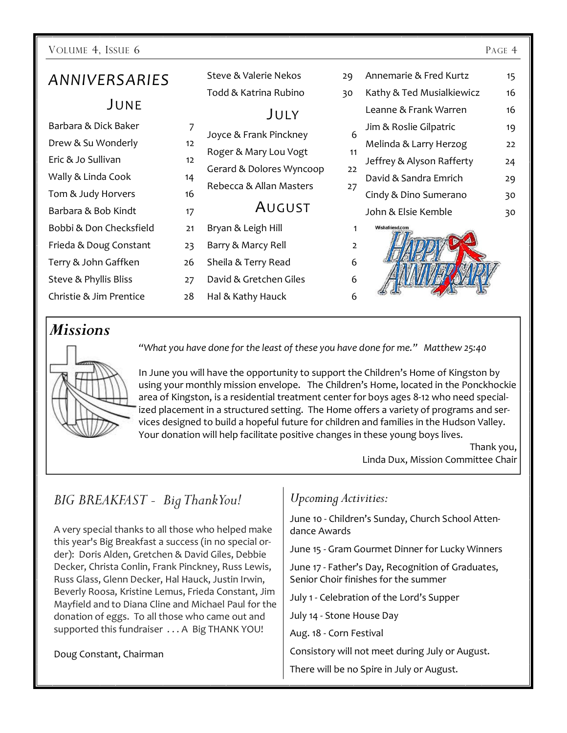# ANNIVERSARIES

## JUNE

| Name | Day |
|---|---|
| Barbara & Dick Baker | 7 |
| Drew & Su Wonderly | 12 |
| Eric & Jo Sullivan | 12 |
| Wally & Linda Cook | 14 |
| Tom & Judy Horvers | 16 |
| Barbara & Bob Kindt | 17 |
| Bobbi & Don Checksfield | 21 |
| Frieda & Doug Constant | 23 |
| Terry & John Gaffken | 26 |
| Steve & Phyllis Bliss | 27 |
| Christie & Jim Prentice | 28 |
| Steve & Valerie Nekos | 29 |
| Todd & Katrina Rubino | 30 |

## JULY

| Name | Day |
|---|---|
| Joyce & Frank Pinckney | 6 |
| Roger & Mary Lou Vogt | 11 |
| Gerard & Dolores Wyncoop | 22 |
| Rebecca & Allan Masters | 27 |

## AUGUST

| Name | Day |
|---|---|
| Bryan & Leigh Hill | 1 |
| Barry & Marcy Rell | 2 |
| Sheila & Terry Read | 6 |
| David & Gretchen Giles | 6 |
| Hal & Kathy Hauck | 6 |
| Annemarie & Fred Kurtz | 15 |
| Kathy & Ted Musialkiewicz | 16 |
| Leanne & Frank Warren | 16 |
| Jim & Roslie Gilpatric | 19 |
| Melinda & Larry Herzog | 22 |
| Jeffrey & Alyson Rafferty | 24 |
| David & Sandra Emrich | 29 |
| Cindy & Dino Sumerano | 30 |
| John & Elsie Kemble | 30 |

## *Missions*

*"What you have done for the least of these you have done for me." Matthew 25:40*

In June you will have the opportunity to support the Children's Home of Kingston by using your monthly mission envelope. The Children's Home, located in the Ponckhockie area of Kingston, is a residential treatment center for boys ages 8-12 who need specialized placement in a structured setting. The Home offers a variety of programs and services designed to build a hopeful future for children and families in the Hudson Valley. Your donation will help facilitate positive changes in these young boys lives.

Thank you,
Linda Dux, Mission Committee Chair

## *BIG BREAKFAST - Big ThankYou!*

A very special thanks to all those who helped make this year's Big Breakfast a success (in no special order): Doris Alden, Gretchen & David Giles, Debbie Decker, Christa Conlin, Frank Pinckney, Russ Lewis, Russ Glass, Glenn Decker, Hal Hauck, Justin Irwin, Beverly Roosa, Kristine Lemus, Frieda Constant, Jim Mayfield and to Diana Cline and Michael Paul for the donation of eggs. To all those who came out and supported this fundraiser . . . A Big THANK YOU!

Doug Constant, Chairman

## *Upcoming Activities:*

June 10 - Children's Sunday, Church School Attendance Awards

June 15 - Gram Gourmet Dinner for Lucky Winners

June 17 - Father's Day, Recognition of Graduates, Senior Choir finishes for the summer

July 1 - Celebration of the Lord's Supper

July 14 - Stone House Day

Aug. 18 - Corn Festival

Consistory will not meet during July or August.

There will be no Spire in July or August.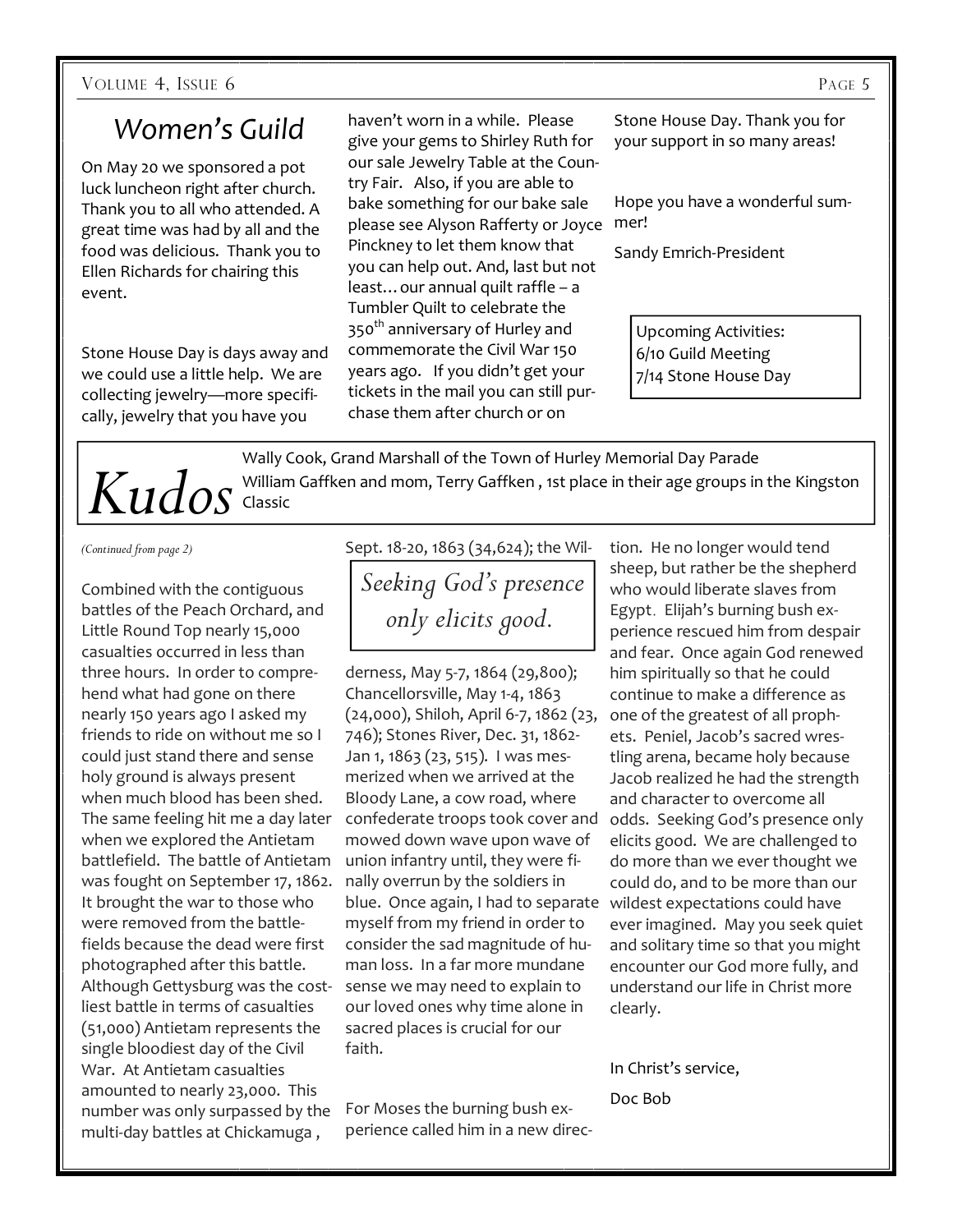## Women's Guild

On May 20 we sponsored a pot luck luncheon right after church. Thank you to all who attended. A great time was had by all and the food was delicious. Thank you to Ellen Richards for chairing this event.

Stone House Day is days away and we could use a little help. We are collecting jewelry—more specifically, jewelry that you have you haven't worn in a while. Please give your gems to Shirley Ruth for our sale Jewelry Table at the Country Fair. Also, if you are able to bake something for our bake sale please see Alyson Rafferty or Joyce Pinckney to let them know that you can help out. And, last but not least… our annual quilt raffle – a Tumbler Quilt to celebrate the 350th anniversary of Hurley and commemorate the Civil War 150 years ago. If you didn't get your tickets in the mail you can still purchase them after church or on Stone House Day. Thank you for your support in so many areas!

Hope you have a wonderful summer!

Sandy Emrich-President

Upcoming Activities:
6/10 Guild Meeting
7/14 Stone House Day

## *Kudos*

Wally Cook, Grand Marshall of the Town of Hurley Memorial Day Parade
William Gaffken and mom, Terry Gaffken , 1st place in their age groups in the Kingston Classic

*(Continued from page 2)*

Combined with the contiguous battles of the Peach Orchard, and Little Round Top nearly 15,000 casualties occurred in less than three hours. In order to comprehend what had gone on there nearly 150 years ago I asked my friends to ride on without me so I could just stand there and sense holy ground is always present when much blood has been shed. The same feeling hit me a day later when we explored the Antietam battlefield. The battle of Antietam was fought on September 17, 1862. It brought the war to those who were removed from the battlefields because the dead were first photographed after this battle. Although Gettysburg was the costliest battle in terms of casualties (51,000) Antietam represents the single bloodiest day of the Civil War. At Antietam casualties amounted to nearly 23,000. This number was only surpassed by the multi-day battles at Chickamuga , Sept. 18-20, 1863 (34,624); the Wilderness, May 5-7, 1864 (29,800); Chancellorsville, May 1-4, 1863 (24,000), Shiloh, April 6-7, 1862 (23, 746); Stones River, Dec. 31, 1862-Jan 1, 1863 (23, 515). I was mesmerized when we arrived at the Bloody Lane, a cow road, where confederate troops took cover and mowed down wave upon wave of union infantry until, they were finally overrun by the soldiers in blue. Once again, I had to separate myself from my friend in order to consider the sad magnitude of human loss. In a far more mundane sense we may need to explain to our loved ones why time alone in sacred places is crucial for our faith.

*Seeking God's presence only elicits good.*

For Moses the burning bush experience called him in a new direction. He no longer would tend sheep, but rather be the shepherd who would liberate slaves from Egypt. Elijah's burning bush experience rescued him from despair and fear. Once again God renewed him spiritually so that he could continue to make a difference as one of the greatest of all prophets. Peniel, Jacob's sacred wrestling arena, became holy because Jacob realized he had the strength and character to overcome all odds. Seeking God's presence only elicits good. We are challenged to do more than we ever thought we could do, and to be more than our wildest expectations could have ever imagined. May you seek quiet and solitary time so that you might encounter our God more fully, and understand our life in Christ more clearly.

In Christ's service,

Doc Bob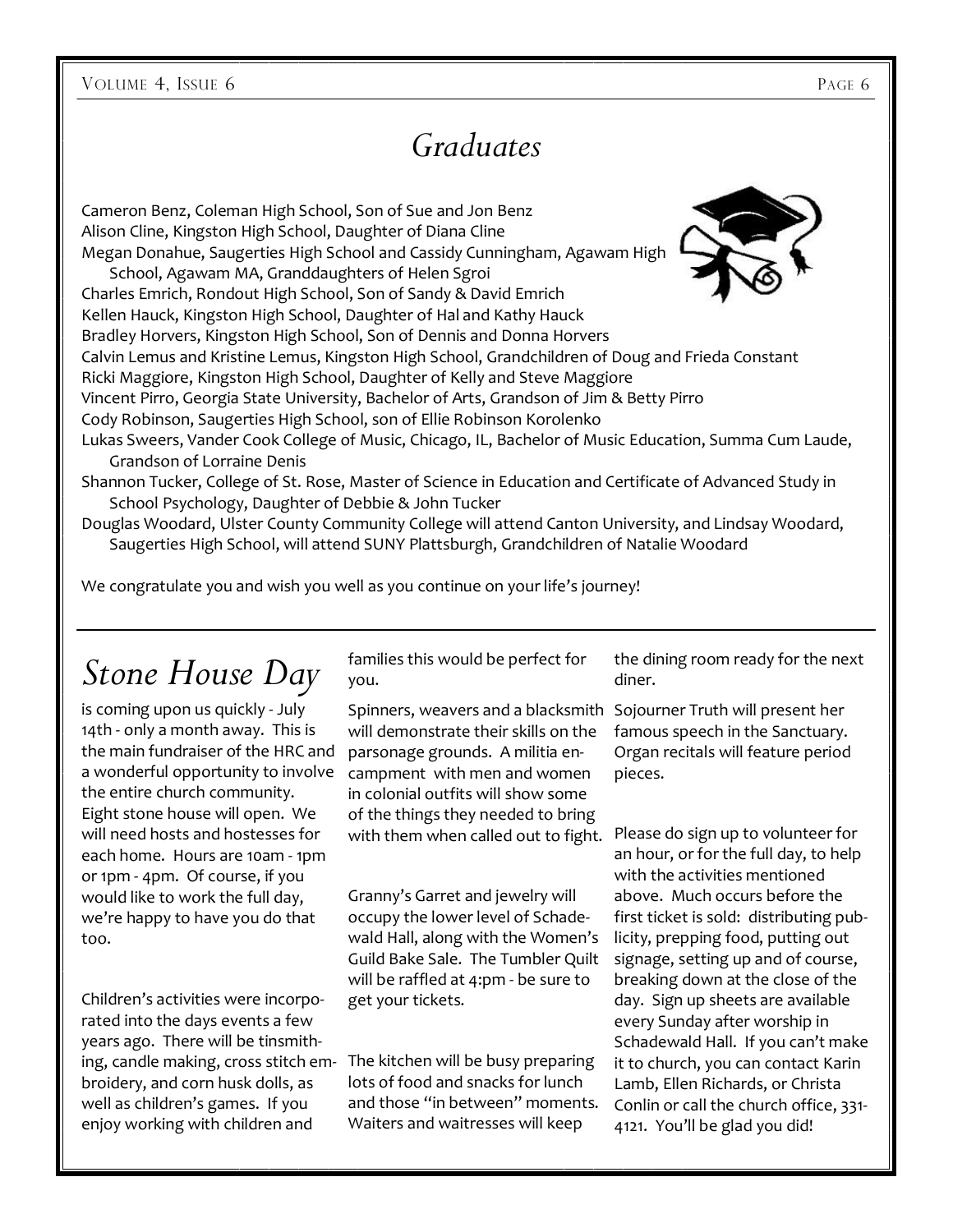# *Graduates*

Cameron Benz, Coleman High School, Son of Sue and Jon Benz
Alison Cline, Kingston High School, Daughter of Diana Cline
Megan Donahue, Saugerties High School and Cassidy Cunningham, Agawam High School, Agawam MA, Granddaughters of Helen Sgroi
Charles Emrich, Rondout High School, Son of Sandy & David Emrich
Kellen Hauck, Kingston High School, Daughter of Hal and Kathy Hauck
Bradley Horvers, Kingston High School, Son of Dennis and Donna Horvers
Calvin Lemus and Kristine Lemus, Kingston High School, Grandchildren of Doug and Frieda Constant
Ricki Maggiore, Kingston High School, Daughter of Kelly and Steve Maggiore
Vincent Pirro, Georgia State University, Bachelor of Arts, Grandson of Jim & Betty Pirro
Cody Robinson, Saugerties High School, son of Ellie Robinson Korolenko
Lukas Sweers, Vander Cook College of Music, Chicago, IL, Bachelor of Music Education, Summa Cum Laude, Grandson of Lorraine Denis
Shannon Tucker, College of St. Rose, Master of Science in Education and Certificate of Advanced Study in School Psychology, Daughter of Debbie & John Tucker
Douglas Woodard, Ulster County Community College will attend Canton University, and Lindsay Woodard, Saugerties High School, will attend SUNY Plattsburgh, Grandchildren of Natalie Woodard

We congratulate you and wish you well as you continue on your life's journey!

# *Stone House Day*

is coming upon us quickly - July 14th - only a month away. This is the main fundraiser of the HRC and a wonderful opportunity to involve the entire church community. Eight stone house will open. We will need hosts and hostesses for each home. Hours are 10am - 1pm or 1pm - 4pm. Of course, if you would like to work the full day, we're happy to have you do that too.

Children's activities were incorporated into the days events a few years ago. There will be tinsmithing, candle making, cross stitch embroidery, and corn husk dolls, as well as children's games. If you enjoy working with children and families this would be perfect for you.

Spinners, weavers and a blacksmith will demonstrate their skills on the parsonage grounds. A militia encampment with men and women in colonial outfits will show some of the things they needed to bring with them when called out to fight.

Granny's Garret and jewelry will occupy the lower level of Schadewald Hall, along with the Women's Guild Bake Sale. The Tumbler Quilt will be raffled at 4:pm - be sure to get your tickets.

The kitchen will be busy preparing lots of food and snacks for lunch and those "in between" moments. Waiters and waitresses will keep the dining room ready for the next diner.

Sojourner Truth will present her famous speech in the Sanctuary. Organ recitals will feature period pieces.

Please do sign up to volunteer for an hour, or for the full day, to help with the activities mentioned above. Much occurs before the first ticket is sold: distributing publicity, prepping food, putting out signage, setting up and of course, breaking down at the close of the day. Sign up sheets are available every Sunday after worship in Schadewald Hall. If you can't make it to church, you can contact Karin Lamb, Ellen Richards, or Christa Conlin or call the church office, 331-4121. You'll be glad you did!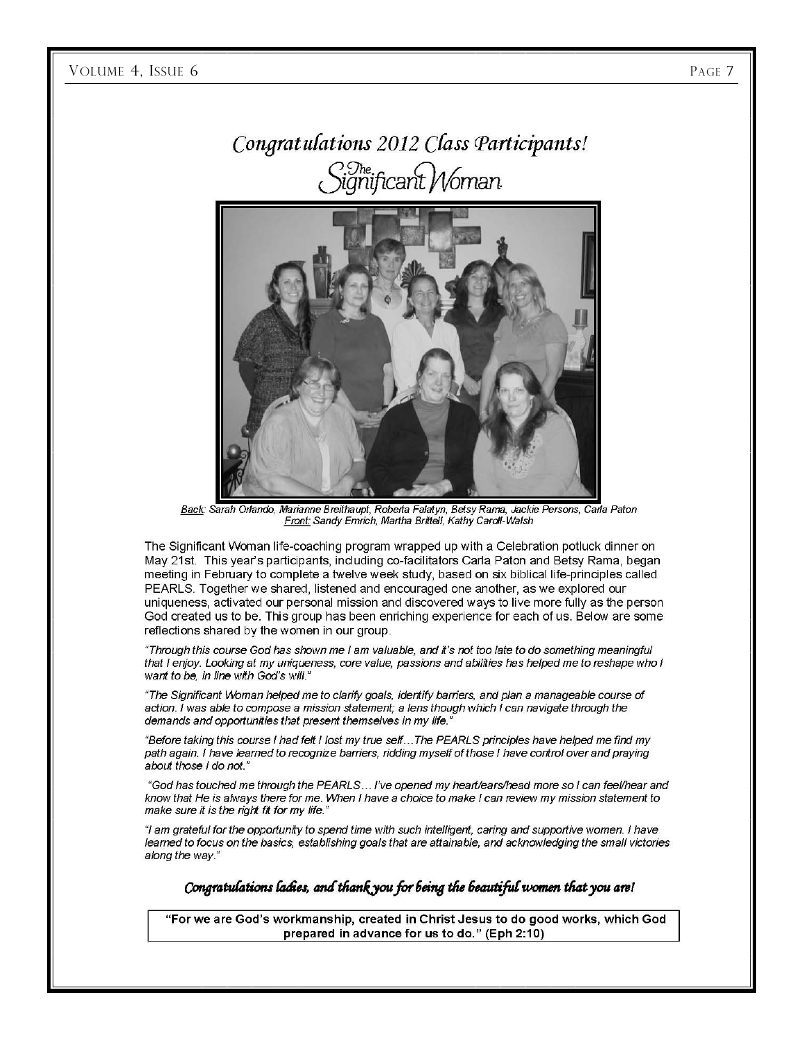# *Congratulations 2012 Class Participants!*

## The Significant Woman

<u>Back:</u> *Sarah Orlando, Marianne Breithaupt, Roberta Falatyn, Betsy Rama, Jackie Persons, Carla Paton*
<u>Front:</u> *Sandy Emrich, Martha Brittell, Kathy Caroll-Walsh*

The Significant Woman life-coaching program wrapped up with a Celebration potluck dinner on May 21st. This year's participants, including co-facilitators Carla Paton and Betsy Rama, began meeting in February to complete a twelve week study, based on six biblical life-principles called PEARLS. Together we shared, listened and encouraged one another, as we explored our uniqueness, activated our personal mission and discovered ways to live more fully as the person God created us to be. This group has been enriching experience for each of us. Below are some reflections shared by the women in our group.

*"Through this course God has shown me I am valuable, and it's not too late to do something meaningful that I enjoy. Looking at my uniqueness, core value, passions and abilities has helped me to reshape who I want to be, in line with God's will."*

*"The Significant Woman helped me to clarify goals, identify barriers, and plan a manageable course of action. I was able to compose a mission statement; a lens though which I can navigate through the demands and opportunities that present themselves in my life."*

*"Before taking this course I had felt I lost my true self…The PEARLS principles have helped me find my path again. I have learned to recognize barriers, ridding myself of those I have control over and praying about those I do not."*

*"God has touched me through the PEARLS… I've opened my heart/ears/head more so I can feel/hear and know that He is always there for me. When I have a choice to make I can review my mission statement to make sure it is the right fit for my life."*

*"I am grateful for the opportunity to spend time with such intelligent, caring and supportive women. I have learned to focus on the basics, establishing goals that are attainable, and acknowledging the small victories along the way."*

***Congratulations ladies, and thank you for being the beautiful women that you are!***

**"For we are God's workmanship, created in Christ Jesus to do good works, which God prepared in advance for us to do." (Eph 2:10)**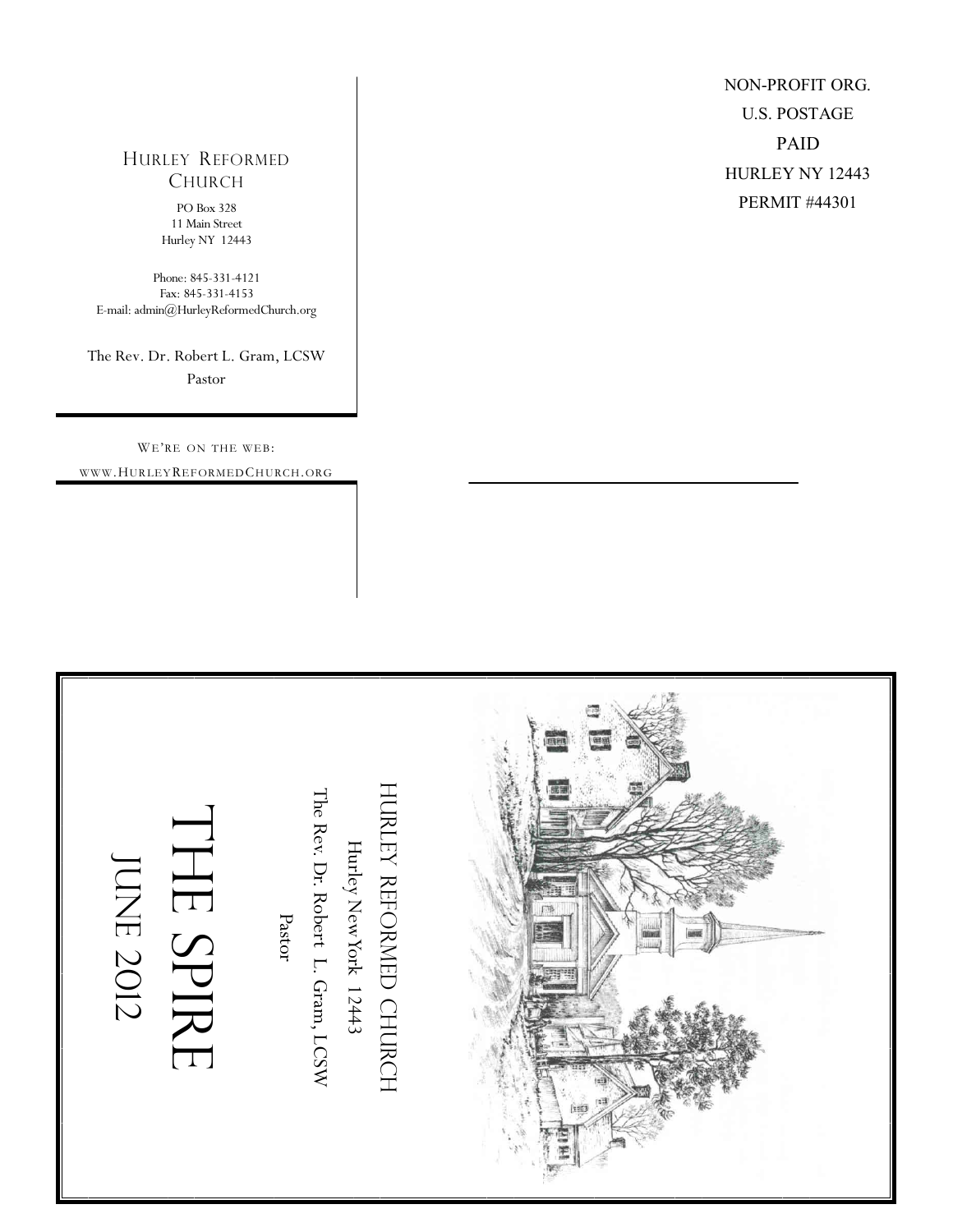HURLEY REFORMED CHURCH

PO Box 328
11 Main Street
Hurley NY 12443

Phone: 845-331-4121
Fax: 845-331-4153
E-mail: admin@HurleyReformedChurch.org

The Rev. Dr. Robert L. Gram, LCSW
Pastor

WE'RE ON THE WEB:
WWW.HURLEYREFORMEDCHURCH.ORG

NON-PROFIT ORG.
U.S. POSTAGE
PAID
HURLEY NY 12443
PERMIT #44301

HURLEY REFORMED CHURCH
Hurley New York 12443
The Rev. Dr. Robert L. Gram, LCSW
Pastor

# THE SPIRE

## JUNE 2012